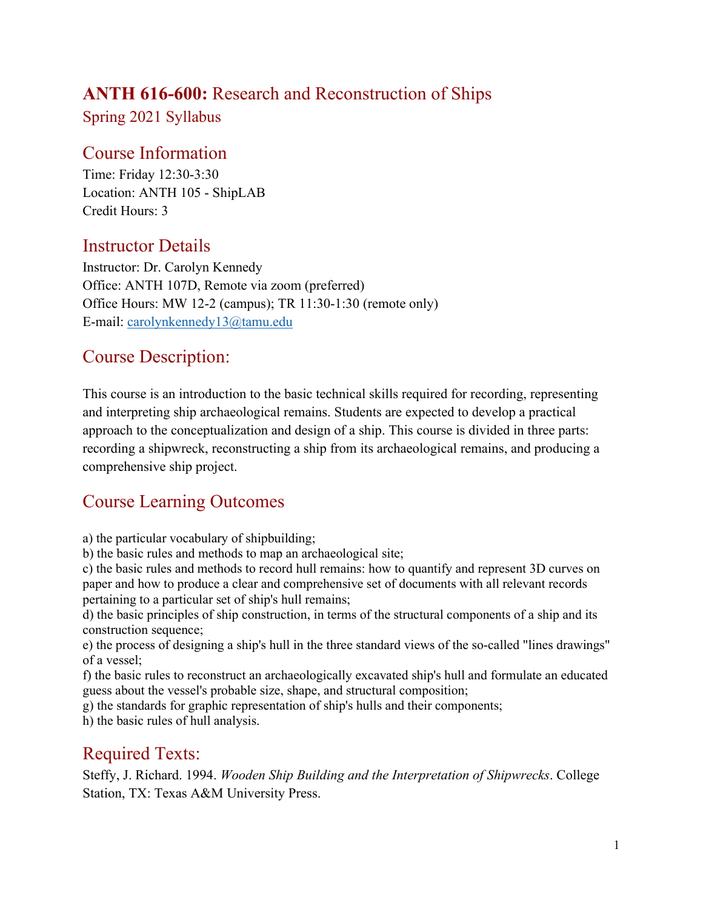# **ANTH 616-600:** Research and Reconstruction of Ships

Spring 2021 Syllabus

## Course Information

Time: Friday 12:30-3:30
Location: ANTH 105 - ShipLAB
Credit Hours: 3

## Instructor Details

Instructor: Dr. Carolyn Kennedy
Office: ANTH 107D, Remote via zoom (preferred)
Office Hours: MW 12-2 (campus); TR 11:30-1:30 (remote only)
E-mail: carolynkennedy13@tamu.edu

## Course Description:

This course is an introduction to the basic technical skills required for recording, representing and interpreting ship archaeological remains. Students are expected to develop a practical approach to the conceptualization and design of a ship. This course is divided in three parts: recording a shipwreck, reconstructing a ship from its archaeological remains, and producing a comprehensive ship project.

## Course Learning Outcomes

a) the particular vocabulary of shipbuilding;
b) the basic rules and methods to map an archaeological site;
c) the basic rules and methods to record hull remains: how to quantify and represent 3D curves on paper and how to produce a clear and comprehensive set of documents with all relevant records pertaining to a particular set of ship's hull remains;
d) the basic principles of ship construction, in terms of the structural components of a ship and its construction sequence;
e) the process of designing a ship's hull in the three standard views of the so-called "lines drawings" of a vessel;
f) the basic rules to reconstruct an archaeologically excavated ship's hull and formulate an educated guess about the vessel's probable size, shape, and structural composition;
g) the standards for graphic representation of ship's hulls and their components;
h) the basic rules of hull analysis.

## Required Texts:

Steffy, J. Richard. 1994. *Wooden Ship Building and the Interpretation of Shipwrecks*. College Station, TX: Texas A&M University Press.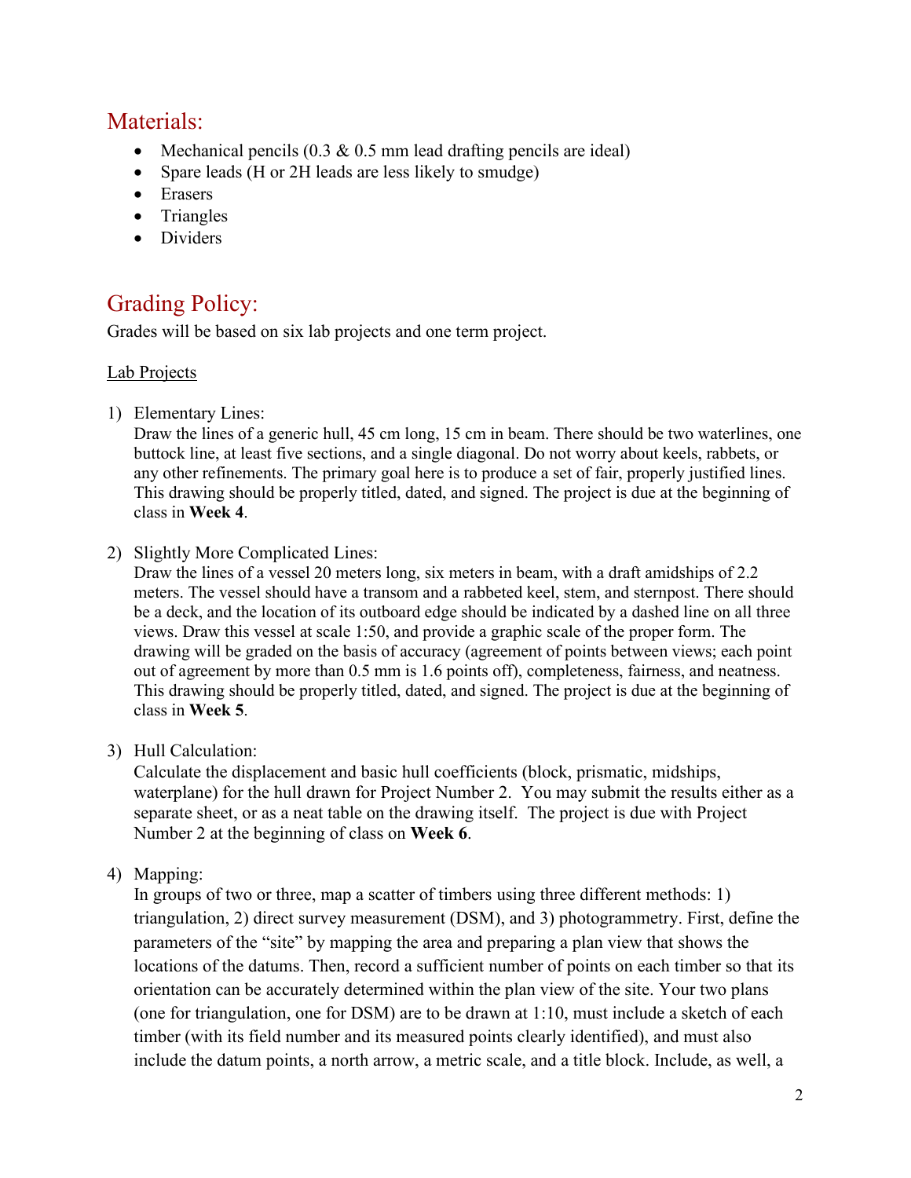## Materials:

- Mechanical pencils (0.3 & 0.5 mm lead drafting pencils are ideal)
- Spare leads (H or 2H leads are less likely to smudge)
- Erasers
- Triangles
- Dividers

## Grading Policy:

Grades will be based on six lab projects and one term project.

<u>Lab Projects</u>

1) Elementary Lines:
   Draw the lines of a generic hull, 45 cm long, 15 cm in beam. There should be two waterlines, one buttock line, at least five sections, and a single diagonal. Do not worry about keels, rabbets, or any other refinements. The primary goal here is to produce a set of fair, properly justified lines. This drawing should be properly titled, dated, and signed. The project is due at the beginning of class in **Week 4**.

2) Slightly More Complicated Lines:
   Draw the lines of a vessel 20 meters long, six meters in beam, with a draft amidships of 2.2 meters. The vessel should have a transom and a rabbeted keel, stem, and sternpost. There should be a deck, and the location of its outboard edge should be indicated by a dashed line on all three views. Draw this vessel at scale 1:50, and provide a graphic scale of the proper form. The drawing will be graded on the basis of accuracy (agreement of points between views; each point out of agreement by more than 0.5 mm is 1.6 points off), completeness, fairness, and neatness. This drawing should be properly titled, dated, and signed. The project is due at the beginning of class in **Week 5**.

3) Hull Calculation:
   Calculate the displacement and basic hull coefficients (block, prismatic, midships, waterplane) for the hull drawn for Project Number 2. You may submit the results either as a separate sheet, or as a neat table on the drawing itself. The project is due with Project Number 2 at the beginning of class on **Week 6**.

4) Mapping:
   In groups of two or three, map a scatter of timbers using three different methods: 1) triangulation, 2) direct survey measurement (DSM), and 3) photogrammetry. First, define the parameters of the "site" by mapping the area and preparing a plan view that shows the locations of the datums. Then, record a sufficient number of points on each timber so that its orientation can be accurately determined within the plan view of the site. Your two plans (one for triangulation, one for DSM) are to be drawn at 1:10, must include a sketch of each timber (with its field number and its measured points clearly identified), and must also include the datum points, a north arrow, a metric scale, and a title block. Include, as well, a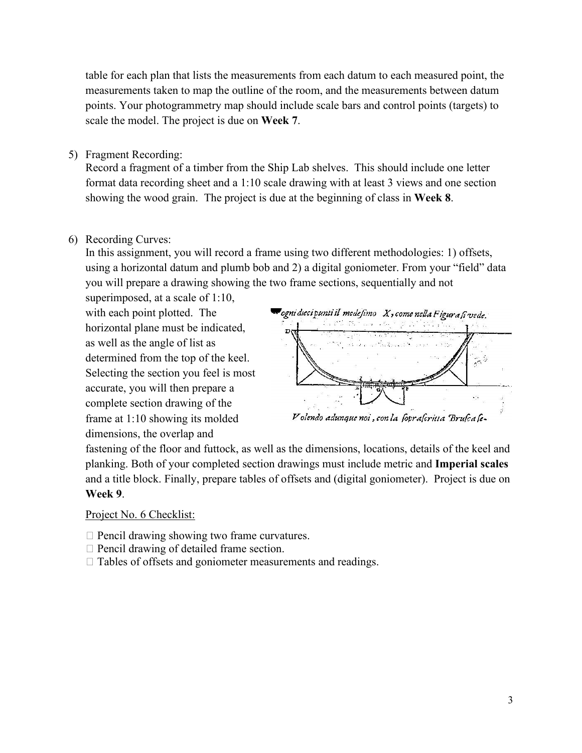table for each plan that lists the measurements from each datum to each measured point, the measurements taken to map the outline of the room, and the measurements between datum points. Your photogrammetry map should include scale bars and control points (targets) to scale the model. The project is due on **Week 7**.

5) Fragment Recording:
   Record a fragment of a timber from the Ship Lab shelves. This should include one letter format data recording sheet and a 1:10 scale drawing with at least 3 views and one section showing the wood grain. The project is due at the beginning of class in **Week 8**.

6) Recording Curves:
   In this assignment, you will record a frame using two different methodologies: 1) offsets, using a horizontal datum and plumb bob and 2) a digital goniometer. From your "field" data you will prepare a drawing showing the two frame sections, sequentially and not superimposed, at a scale of 1:10, with each point plotted. The horizontal plane must be indicated, as well as the angle of list as determined from the top of the keel. Selecting the section you feel is most accurate, you will then prepare a complete section drawing of the frame at 1:10 showing its molded dimensions, the overlap and fastening of the floor and futtock, as well as the dimensions, locations, details of the keel and planking. Both of your completed section drawings must include metric and **Imperial scales** and a title block. Finally, prepare tables of offsets and (digital goniometer). Project is due on **Week 9**.

<u>Project No. 6 Checklist:</u>

- ☐ Pencil drawing showing two frame curvatures.
- ☐ Pencil drawing of detailed frame section.
- ☐ Tables of offsets and goniometer measurements and readings.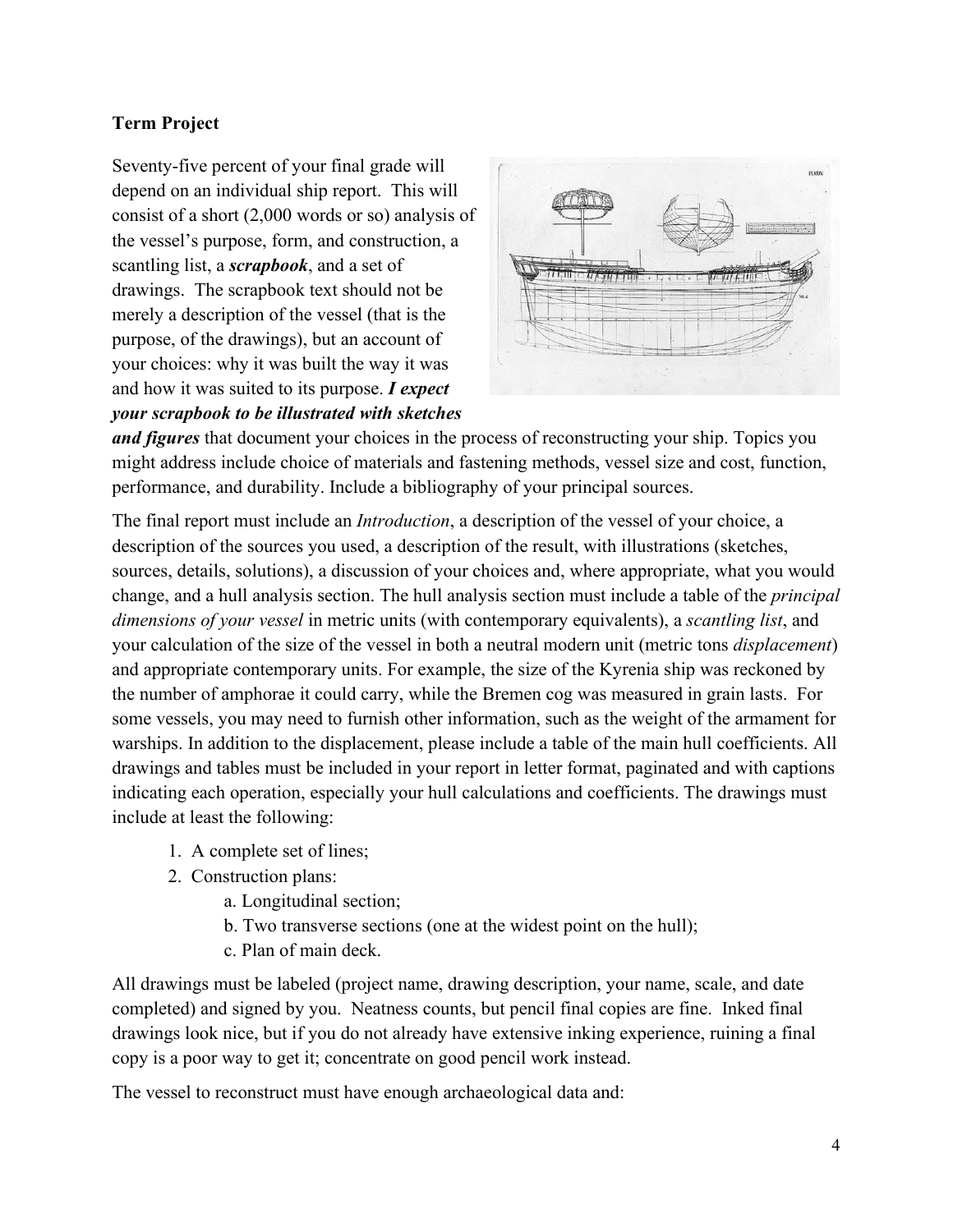**Term Project**

Seventy-five percent of your final grade will depend on an individual ship report. This will consist of a short (2,000 words or so) analysis of the vessel's purpose, form, and construction, a scantling list, a ***scrapbook***, and a set of drawings. The scrapbook text should not be merely a description of the vessel (that is the purpose, of the drawings), but an account of your choices: why it was built the way it was and how it was suited to its purpose. ***I expect your scrapbook to be illustrated with sketches and figures*** that document your choices in the process of reconstructing your ship. Topics you might address include choice of materials and fastening methods, vessel size and cost, function, performance, and durability. Include a bibliography of your principal sources.

The final report must include an *Introduction*, a description of the vessel of your choice, a description of the sources you used, a description of the result, with illustrations (sketches, sources, details, solutions), a discussion of your choices and, where appropriate, what you would change, and a hull analysis section. The hull analysis section must include a table of the *principal dimensions of your vessel* in metric units (with contemporary equivalents), a *scantling list*, and your calculation of the size of the vessel in both a neutral modern unit (metric tons *displacement*) and appropriate contemporary units. For example, the size of the Kyrenia ship was reckoned by the number of amphorae it could carry, while the Bremen cog was measured in grain lasts. For some vessels, you may need to furnish other information, such as the weight of the armament for warships. In addition to the displacement, please include a table of the main hull coefficients. All drawings and tables must be included in your report in letter format, paginated and with captions indicating each operation, especially your hull calculations and coefficients. The drawings must include at least the following:

1. A complete set of lines;
2. Construction plans:
    a. Longitudinal section;
    b. Two transverse sections (one at the widest point on the hull);
    c. Plan of main deck.

All drawings must be labeled (project name, drawing description, your name, scale, and date completed) and signed by you. Neatness counts, but pencil final copies are fine. Inked final drawings look nice, but if you do not already have extensive inking experience, ruining a final copy is a poor way to get it; concentrate on good pencil work instead.

The vessel to reconstruct must have enough archaeological data and: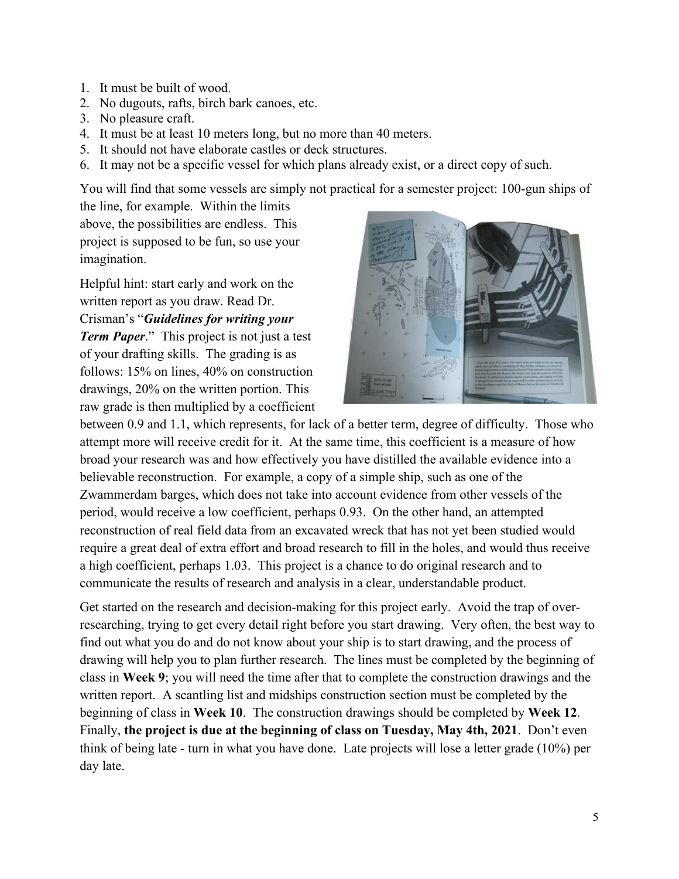1. It must be built of wood.
2. No dugouts, rafts, birch bark canoes, etc.
3. No pleasure craft.
4. It must be at least 10 meters long, but no more than 40 meters.
5. It should not have elaborate castles or deck structures.
6. It may not be a specific vessel for which plans already exist, or a direct copy of such.

You will find that some vessels are simply not practical for a semester project: 100-gun ships of the line, for example. Within the limits above, the possibilities are endless. This project is supposed to be fun, so use your imagination.

Helpful hint: start early and work on the written report as you draw. Read Dr. Crisman's "***Guidelines for writing your Term Paper***." This project is not just a test of your drafting skills. The grading is as follows: 15% on lines, 40% on construction drawings, 20% on the written portion. This raw grade is then multiplied by a coefficient between 0.9 and 1.1, which represents, for lack of a better term, degree of difficulty. Those who attempt more will receive credit for it. At the same time, this coefficient is a measure of how broad your research was and how effectively you have distilled the available evidence into a believable reconstruction. For example, a copy of a simple ship, such as one of the Zwammerdam barges, which does not take into account evidence from other vessels of the period, would receive a low coefficient, perhaps 0.93. On the other hand, an attempted reconstruction of real field data from an excavated wreck that has not yet been studied would require a great deal of extra effort and broad research to fill in the holes, and would thus receive a high coefficient, perhaps 1.03. This project is a chance to do original research and to communicate the results of research and analysis in a clear, understandable product.

Get started on the research and decision-making for this project early. Avoid the trap of over-researching, trying to get every detail right before you start drawing. Very often, the best way to find out what you do and do not know about your ship is to start drawing, and the process of drawing will help you to plan further research. The lines must be completed by the beginning of class in **Week 9**; you will need the time after that to complete the construction drawings and the written report. A scantling list and midships construction section must be completed by the beginning of class in **Week 10**. The construction drawings should be completed by **Week 12**. Finally, **the project is due at the beginning of class on Tuesday, May 4th, 2021**. Don't even think of being late - turn in what you have done. Late projects will lose a letter grade (10%) per day late.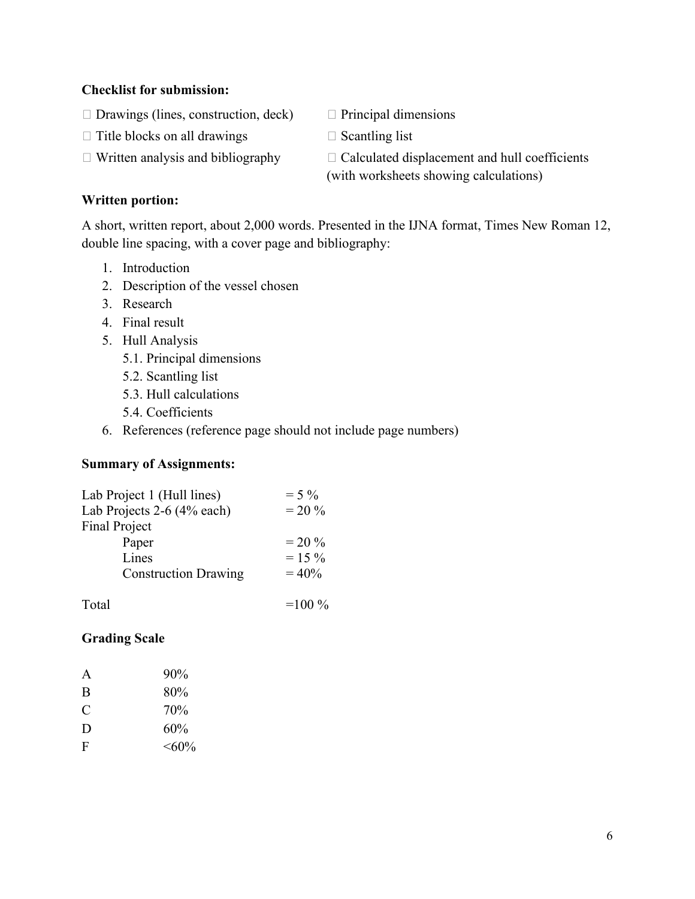**Checklist for submission:**

- ☐ Drawings (lines, construction, deck)
- ☐ Title blocks on all drawings
- ☐ Written analysis and bibliography
- ☐ Principal dimensions
- ☐ Scantling list
- ☐ Calculated displacement and hull coefficients (with worksheets showing calculations)

**Written portion:**

A short, written report, about 2,000 words. Presented in the IJNA format, Times New Roman 12, double line spacing, with a cover page and bibliography:

1. Introduction
2. Description of the vessel chosen
3. Research
4. Final result
5. Hull Analysis
   5.1. Principal dimensions
   5.2. Scantling list
   5.3. Hull calculations
   5.4. Coefficients
6. References (reference page should not include page numbers)

**Summary of Assignments:**

| | |
|---|---|
| Lab Project 1 (Hull lines) | = 5 % |
| Lab Projects 2-6 (4% each) | = 20 % |
| Final Project | |
| Paper | = 20 % |
| Lines | = 15 % |
| Construction Drawing | = 40% |
| Total | =100 % |

**Grading Scale**

| | |
|---|---|
| A | 90% |
| B | 80% |
| C | 70% |
| D | 60% |
| F | <60% |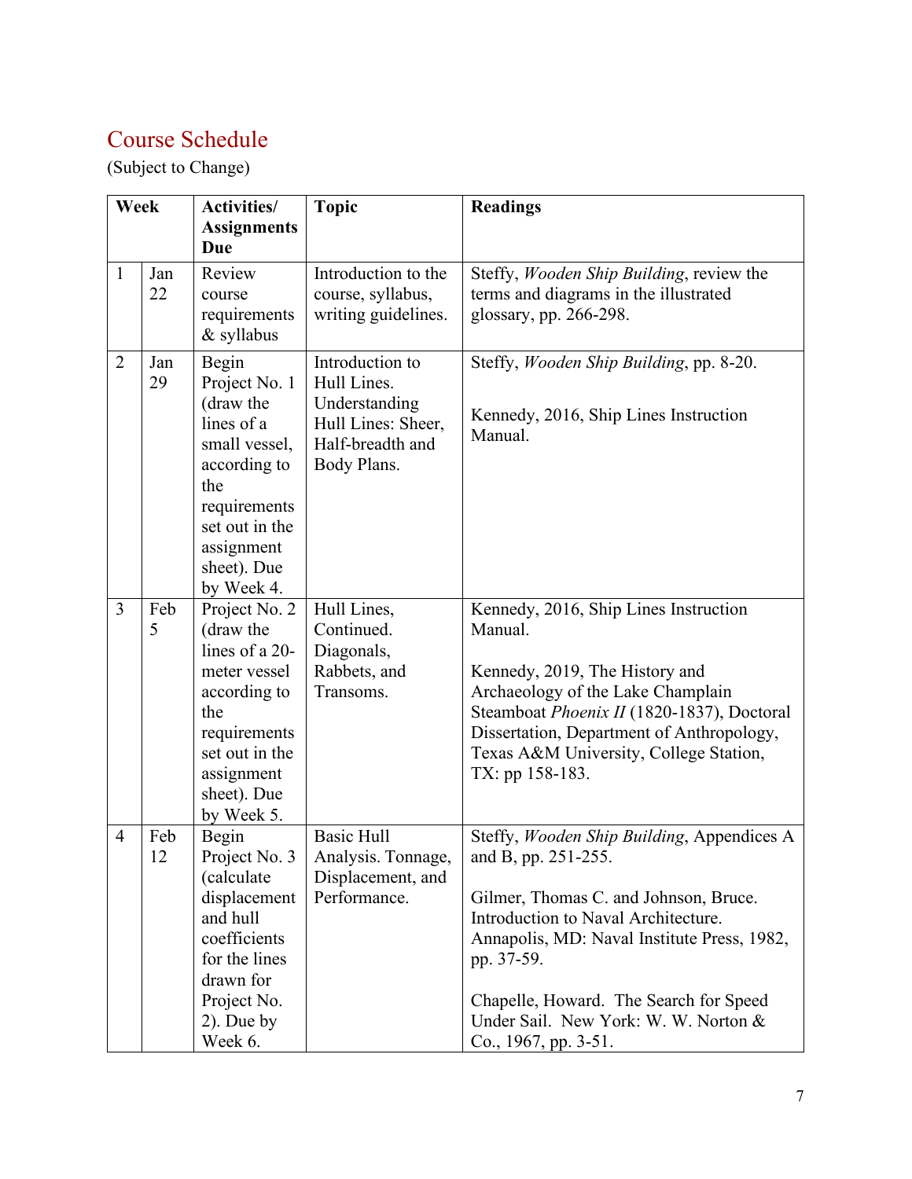## Course Schedule

(Subject to Change)

| Week | | Activities/ Assignments Due | Topic | Readings |
|---|---|---|---|---|
| 1 | Jan 22 | Review course requirements & syllabus | Introduction to the course, syllabus, writing guidelines. | Steffy, *Wooden Ship Building*, review the terms and diagrams in the illustrated glossary, pp. 266-298. |
| 2 | Jan 29 | Begin Project No. 1 (draw the lines of a small vessel, according to the requirements set out in the assignment sheet). Due by Week 4. | Introduction to Hull Lines. Understanding Hull Lines: Sheer, Half-breadth and Body Plans. | Steffy, *Wooden Ship Building*, pp. 8-20.<br><br>Kennedy, 2016, Ship Lines Instruction Manual. |
| 3 | Feb 5 | Project No. 2 (draw the lines of a 20-meter vessel according to the requirements set out in the assignment sheet). Due by Week 5. | Hull Lines, Continued. Diagonals, Rabbets, and Transoms. | Kennedy, 2016, Ship Lines Instruction Manual.<br><br>Kennedy, 2019, The History and Archaeology of the Lake Champlain Steamboat *Phoenix II* (1820-1837), Doctoral Dissertation, Department of Anthropology, Texas A&M University, College Station, TX: pp 158-183. |
| 4 | Feb 12 | Begin Project No. 3 (calculate displacement and hull coefficients for the lines drawn for Project No. 2). Due by Week 6. | Basic Hull Analysis. Tonnage, Displacement, and Performance. | Steffy, *Wooden Ship Building*, Appendices A and B, pp. 251-255.<br><br>Gilmer, Thomas C. and Johnson, Bruce. Introduction to Naval Architecture. Annapolis, MD: Naval Institute Press, 1982, pp. 37-59.<br><br>Chapelle, Howard. The Search for Speed Under Sail. New York: W. W. Norton & Co., 1967, pp. 3-51. |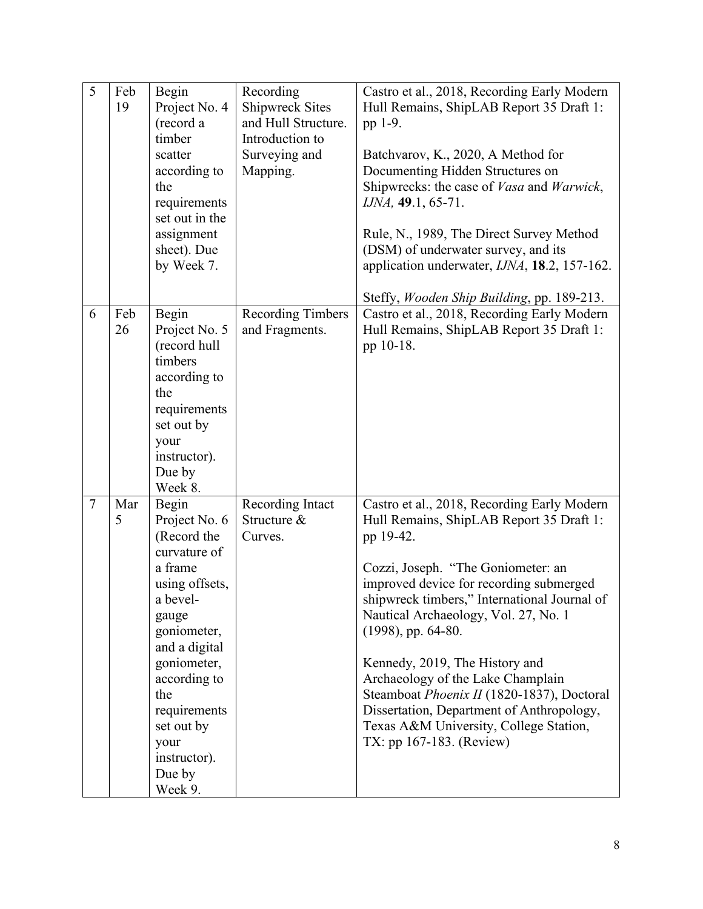| 5 | Feb 19 | Begin Project No. 4 (record a timber scatter according to the requirements set out in the assignment sheet). Due by Week 7. | Recording Shipwreck Sites and Hull Structure. Introduction to Surveying and Mapping. | Castro et al., 2018, Recording Early Modern Hull Remains, ShipLAB Report 35 Draft 1: pp 1-9.<br><br>Batchvarov, K., 2020, A Method for Documenting Hidden Structures on Shipwrecks: the case of *Vasa* and *Warwick*, *IJNA,* **49**.1, 65-71.<br><br>Rule, N., 1989, The Direct Survey Method (DSM) of underwater survey, and its application underwater, *IJNA*, **18**.2, 157-162.<br><br>Steffy, *Wooden Ship Building*, pp. 189-213. |
|---|---|---|---|---|
| 6 | Feb 26 | Begin Project No. 5 (record hull timbers according to the requirements set out by your instructor). Due by Week 8. | Recording Timbers and Fragments. | Castro et al., 2018, Recording Early Modern Hull Remains, ShipLAB Report 35 Draft 1: pp 10-18. |
| 7 | Mar 5 | Begin Project No. 6 (Record the curvature of a frame using offsets, a bevel-gauge goniometer, and a digital goniometer, according to the requirements set out by your instructor). Due by Week 9. | Recording Intact Structure & Curves. | Castro et al., 2018, Recording Early Modern Hull Remains, ShipLAB Report 35 Draft 1: pp 19-42.<br><br>Cozzi, Joseph. "The Goniometer: an improved device for recording submerged shipwreck timbers," International Journal of Nautical Archaeology, Vol. 27, No. 1 (1998), pp. 64-80.<br><br>Kennedy, 2019, The History and Archaeology of the Lake Champlain Steamboat *Phoenix II* (1820-1837), Doctoral Dissertation, Department of Anthropology, Texas A&M University, College Station, TX: pp 167-183. (Review) |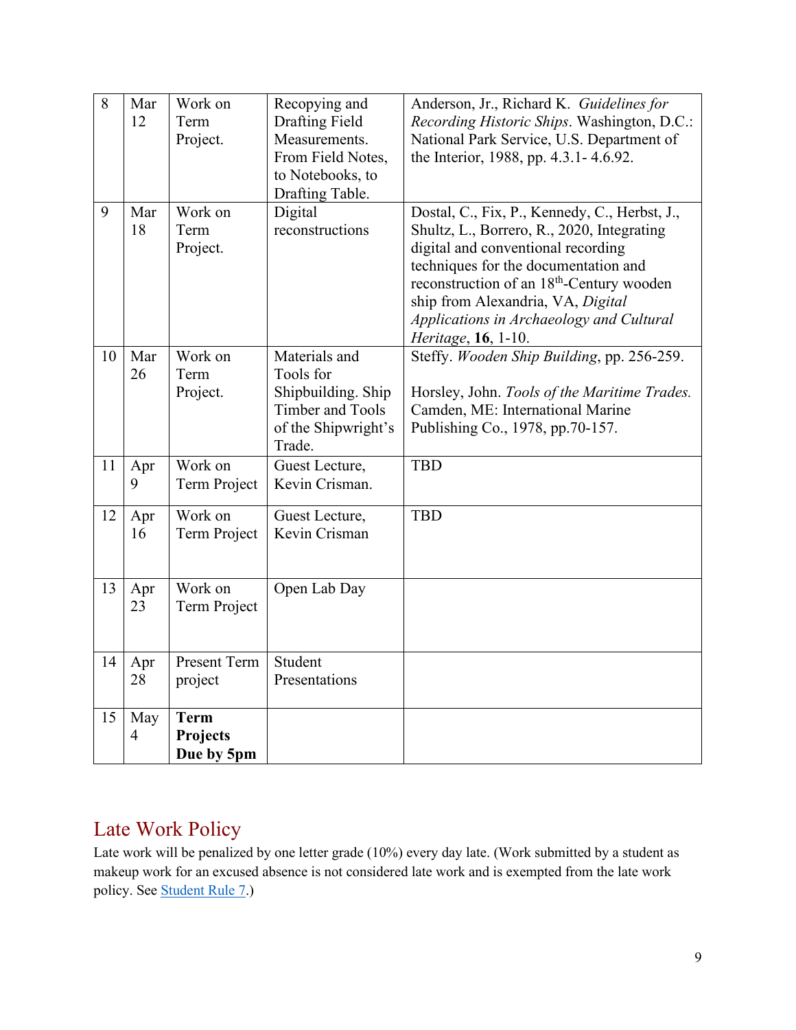| 8 | Mar 12 | Work on Term Project. | Recopying and Drafting Field Measurements. From Field Notes, to Notebooks, to Drafting Table. | Anderson, Jr., Richard K. *Guidelines for Recording Historic Ships*. Washington, D.C.: National Park Service, U.S. Department of the Interior, 1988, pp. 4.3.1- 4.6.92. |
|---|---|---|---|---|
| 9 | Mar 18 | Work on Term Project. | Digital reconstructions | Dostal, C., Fix, P., Kennedy, C., Herbst, J., Shultz, L., Borrero, R., 2020, Integrating digital and conventional recording techniques for the documentation and reconstruction of an 18th-Century wooden ship from Alexandria, VA, *Digital Applications in Archaeology and Cultural Heritage*, **16**, 1-10. |
| 10 | Mar 26 | Work on Term Project. | Materials and Tools for Shipbuilding. Ship Timber and Tools of the Shipwright's Trade. | Steffy. *Wooden Ship Building*, pp. 256-259.<br><br>Horsley, John. *Tools of the Maritime Trades.* Camden, ME: International Marine Publishing Co., 1978, pp.70-157. |
| 11 | Apr 9 | Work on Term Project | Guest Lecture, Kevin Crisman. | TBD |
| 12 | Apr 16 | Work on Term Project | Guest Lecture, Kevin Crisman | TBD |
| 13 | Apr 23 | Work on Term Project | Open Lab Day | |
| 14 | Apr 28 | Present Term project | Student Presentations | |
| 15 | May 4 | **Term Projects Due by 5pm** | | |

## Late Work Policy

Late work will be penalized by one letter grade (10%) every day late. (Work submitted by a student as makeup work for an excused absence is not considered late work and is exempted from the late work policy. See Student Rule 7.)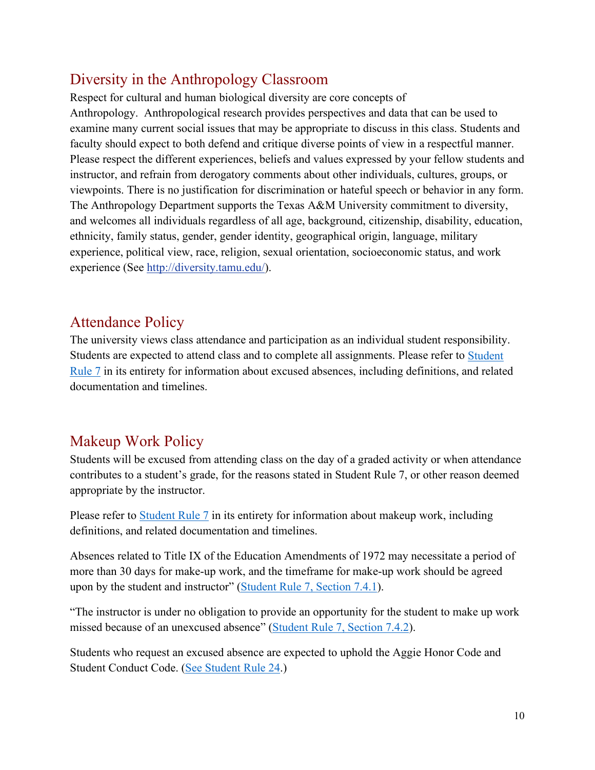## Diversity in the Anthropology Classroom

Respect for cultural and human biological diversity are core concepts of Anthropology. Anthropological research provides perspectives and data that can be used to examine many current social issues that may be appropriate to discuss in this class. Students and faculty should expect to both defend and critique diverse points of view in a respectful manner. Please respect the different experiences, beliefs and values expressed by your fellow students and instructor, and refrain from derogatory comments about other individuals, cultures, groups, or viewpoints. There is no justification for discrimination or hateful speech or behavior in any form. The Anthropology Department supports the Texas A&M University commitment to diversity, and welcomes all individuals regardless of all age, background, citizenship, disability, education, ethnicity, family status, gender, gender identity, geographical origin, language, military experience, political view, race, religion, sexual orientation, socioeconomic status, and work experience (See http://diversity.tamu.edu/).

## Attendance Policy

The university views class attendance and participation as an individual student responsibility. Students are expected to attend class and to complete all assignments. Please refer to Student Rule 7 in its entirety for information about excused absences, including definitions, and related documentation and timelines.

## Makeup Work Policy

Students will be excused from attending class on the day of a graded activity or when attendance contributes to a student's grade, for the reasons stated in Student Rule 7, or other reason deemed appropriate by the instructor.

Please refer to Student Rule 7 in its entirety for information about makeup work, including definitions, and related documentation and timelines.

Absences related to Title IX of the Education Amendments of 1972 may necessitate a period of more than 30 days for make-up work, and the timeframe for make-up work should be agreed upon by the student and instructor" (Student Rule 7, Section 7.4.1).

"The instructor is under no obligation to provide an opportunity for the student to make up work missed because of an unexcused absence" (Student Rule 7, Section 7.4.2).

Students who request an excused absence are expected to uphold the Aggie Honor Code and Student Conduct Code. (See Student Rule 24.)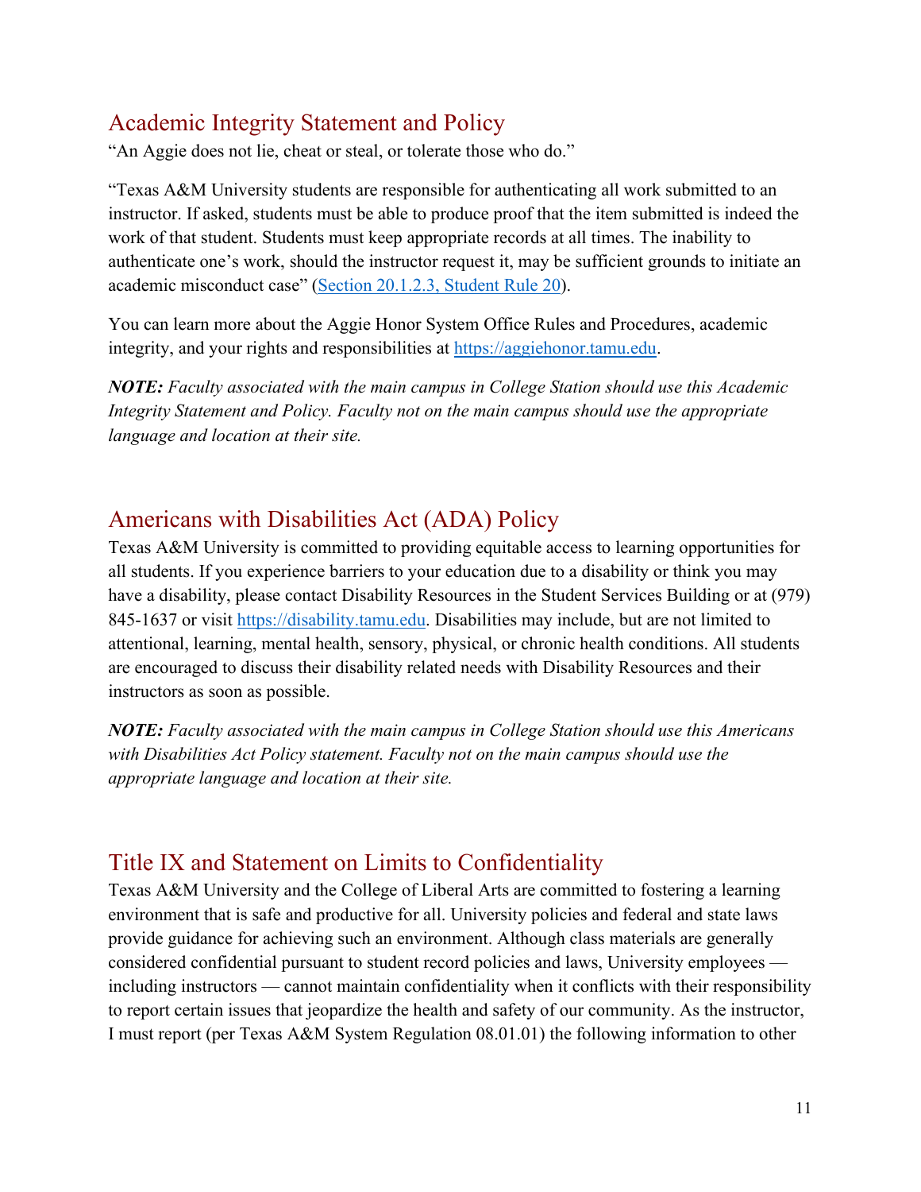## Academic Integrity Statement and Policy

"An Aggie does not lie, cheat or steal, or tolerate those who do."

"Texas A&M University students are responsible for authenticating all work submitted to an instructor. If asked, students must be able to produce proof that the item submitted is indeed the work of that student. Students must keep appropriate records at all times. The inability to authenticate one's work, should the instructor request it, may be sufficient grounds to initiate an academic misconduct case" (Section 20.1.2.3, Student Rule 20).

You can learn more about the Aggie Honor System Office Rules and Procedures, academic integrity, and your rights and responsibilities at https://aggiehonor.tamu.edu.

***NOTE:*** *Faculty associated with the main campus in College Station should use this Academic Integrity Statement and Policy. Faculty not on the main campus should use the appropriate language and location at their site.*

## Americans with Disabilities Act (ADA) Policy

Texas A&M University is committed to providing equitable access to learning opportunities for all students. If you experience barriers to your education due to a disability or think you may have a disability, please contact Disability Resources in the Student Services Building or at (979) 845-1637 or visit https://disability.tamu.edu. Disabilities may include, but are not limited to attentional, learning, mental health, sensory, physical, or chronic health conditions. All students are encouraged to discuss their disability related needs with Disability Resources and their instructors as soon as possible.

***NOTE:*** *Faculty associated with the main campus in College Station should use this Americans with Disabilities Act Policy statement. Faculty not on the main campus should use the appropriate language and location at their site.*

## Title IX and Statement on Limits to Confidentiality

Texas A&M University and the College of Liberal Arts are committed to fostering a learning environment that is safe and productive for all. University policies and federal and state laws provide guidance for achieving such an environment. Although class materials are generally considered confidential pursuant to student record policies and laws, University employees — including instructors — cannot maintain confidentiality when it conflicts with their responsibility to report certain issues that jeopardize the health and safety of our community. As the instructor, I must report (per Texas A&M System Regulation 08.01.01) the following information to other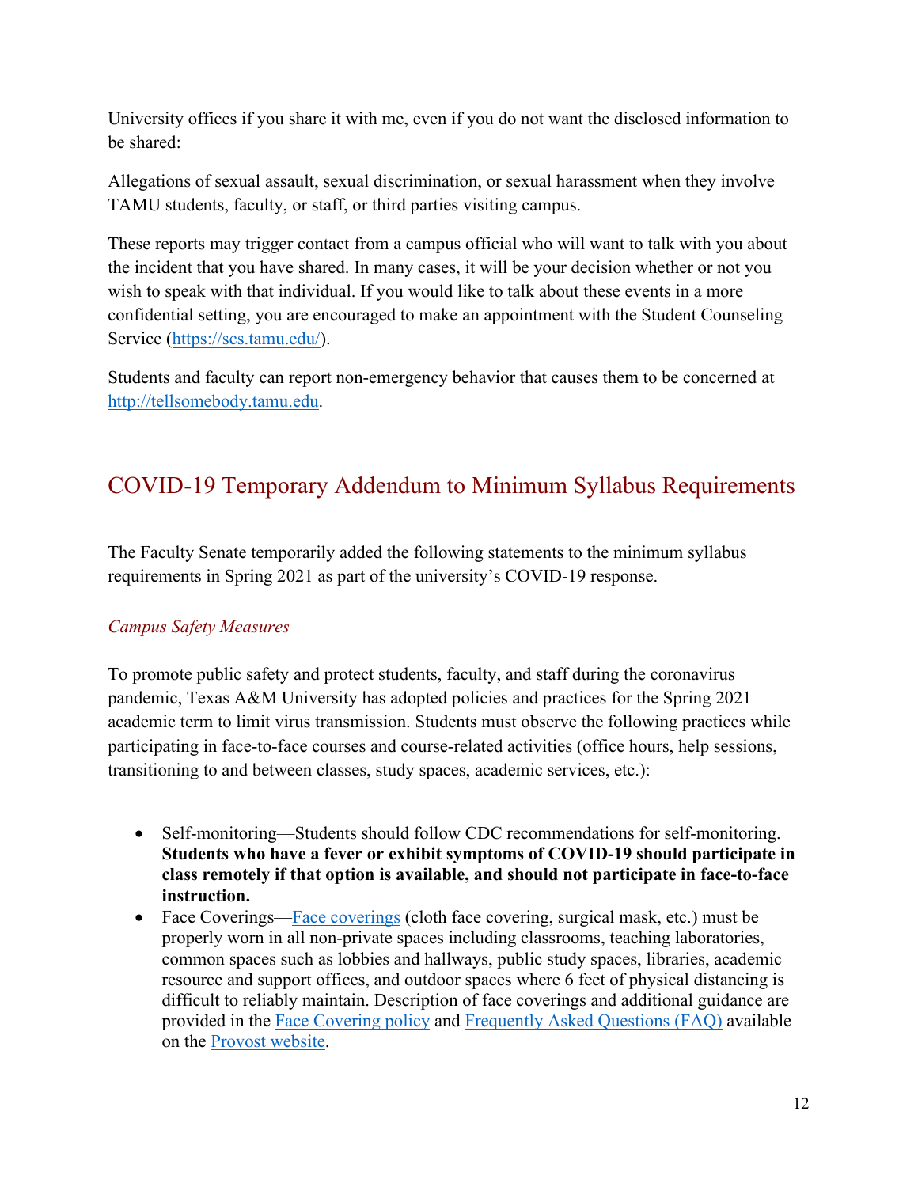University offices if you share it with me, even if you do not want the disclosed information to be shared:

Allegations of sexual assault, sexual discrimination, or sexual harassment when they involve TAMU students, faculty, or staff, or third parties visiting campus.

These reports may trigger contact from a campus official who will want to talk with you about the incident that you have shared. In many cases, it will be your decision whether or not you wish to speak with that individual. If you would like to talk about these events in a more confidential setting, you are encouraged to make an appointment with the Student Counseling Service (https://scs.tamu.edu/).

Students and faculty can report non-emergency behavior that causes them to be concerned at http://tellsomebody.tamu.edu.

## COVID-19 Temporary Addendum to Minimum Syllabus Requirements

The Faculty Senate temporarily added the following statements to the minimum syllabus requirements in Spring 2021 as part of the university's COVID-19 response.

### *Campus Safety Measures*

To promote public safety and protect students, faculty, and staff during the coronavirus pandemic, Texas A&M University has adopted policies and practices for the Spring 2021 academic term to limit virus transmission. Students must observe the following practices while participating in face-to-face courses and course-related activities (office hours, help sessions, transitioning to and between classes, study spaces, academic services, etc.):

- Self-monitoring—Students should follow CDC recommendations for self-monitoring. **Students who have a fever or exhibit symptoms of COVID-19 should participate in class remotely if that option is available, and should not participate in face-to-face instruction.**
- Face Coverings—Face coverings (cloth face covering, surgical mask, etc.) must be properly worn in all non-private spaces including classrooms, teaching laboratories, common spaces such as lobbies and hallways, public study spaces, libraries, academic resource and support offices, and outdoor spaces where 6 feet of physical distancing is difficult to reliably maintain. Description of face coverings and additional guidance are provided in the Face Covering policy and Frequently Asked Questions (FAQ) available on the Provost website.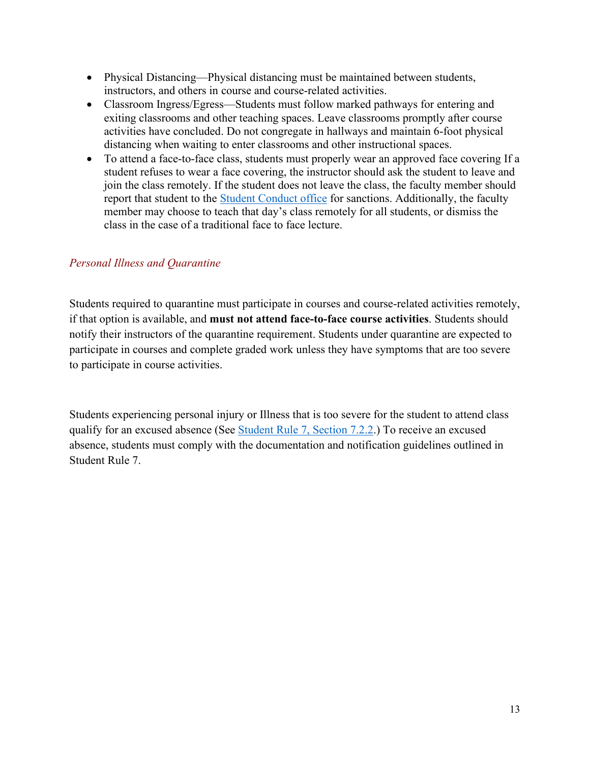- Physical Distancing—Physical distancing must be maintained between students, instructors, and others in course and course-related activities.
- Classroom Ingress/Egress—Students must follow marked pathways for entering and exiting classrooms and other teaching spaces. Leave classrooms promptly after course activities have concluded. Do not congregate in hallways and maintain 6-foot physical distancing when waiting to enter classrooms and other instructional spaces.
- To attend a face-to-face class, students must properly wear an approved face covering If a student refuses to wear a face covering, the instructor should ask the student to leave and join the class remotely. If the student does not leave the class, the faculty member should report that student to the Student Conduct office for sanctions. Additionally, the faculty member may choose to teach that day's class remotely for all students, or dismiss the class in the case of a traditional face to face lecture.

### *Personal Illness and Quarantine*

Students required to quarantine must participate in courses and course-related activities remotely, if that option is available, and **must not attend face-to-face course activities**. Students should notify their instructors of the quarantine requirement. Students under quarantine are expected to participate in courses and complete graded work unless they have symptoms that are too severe to participate in course activities.

Students experiencing personal injury or Illness that is too severe for the student to attend class qualify for an excused absence (See Student Rule 7, Section 7.2.2.) To receive an excused absence, students must comply with the documentation and notification guidelines outlined in Student Rule 7.